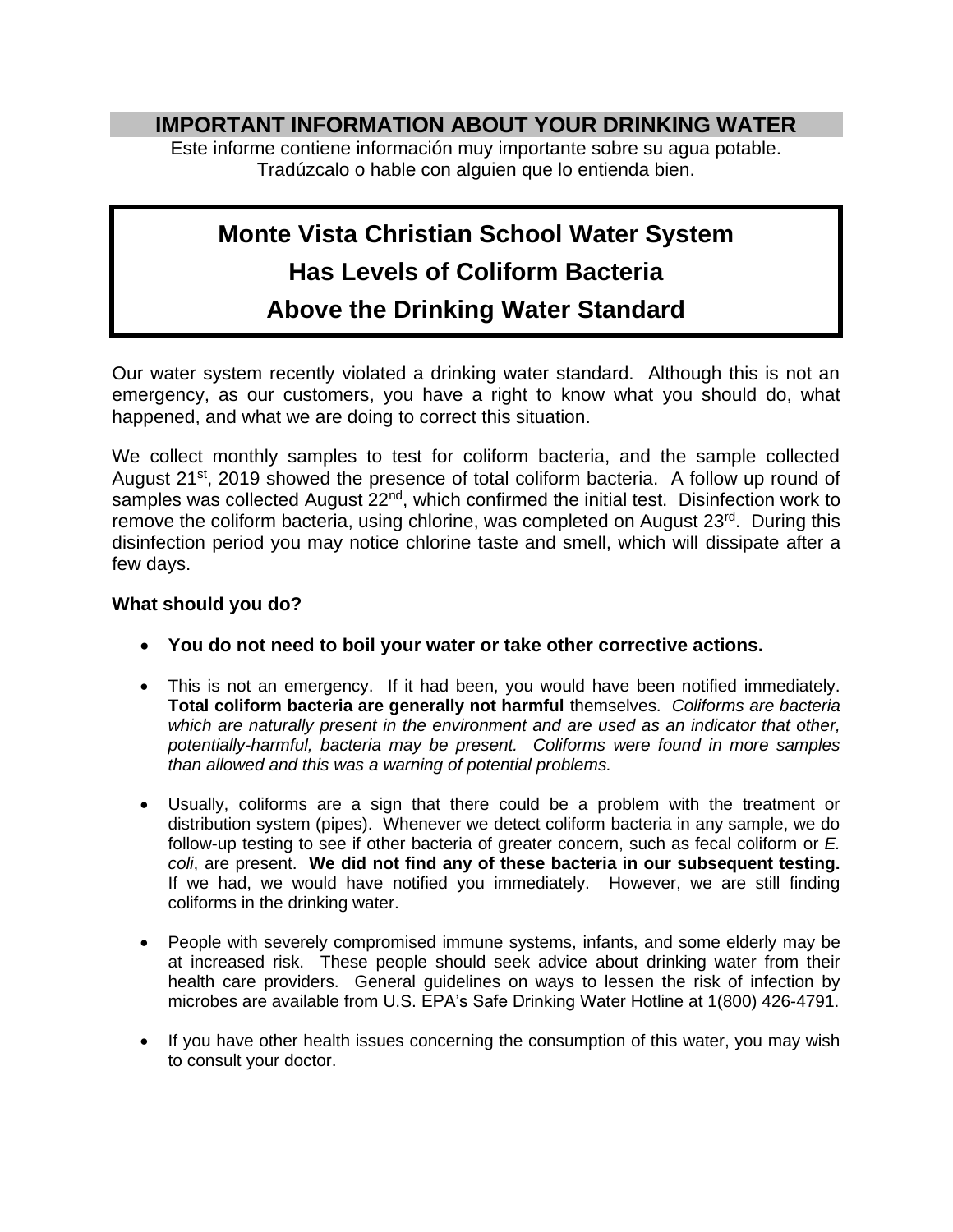# IMPORTANT INFORMATION ABOUT YOUR DRINKING WATER

Este informe contiene información muy importante sobre su agua potable. Tradúzcalo o hable con alguien que lo entienda bien.

## Monte Vista Christian School Water System Has Levels of Coliform Bacteria Above the Drinking Water Standard

Our water system recently violated a drinking water standard. Although this is not an emergency, as our customers, you have a right to know what you should do, what happened, and what we are doing to correct this situation.

We collect monthly samples to test for coliform bacteria, and the sample collected August 21st, 2019 showed the presence of total coliform bacteria. A follow up round of samples was collected August 22nd, which confirmed the initial test. Disinfection work to remove the coliform bacteria, using chlorine, was completed on August 23rd. During this disinfection period you may notice chlorine taste and smell, which will dissipate after a few days.

**What should you do?**

- **You do not need to boil your water or take other corrective actions.**
- This is not an emergency. If it had been, you would have been notified immediately. **Total coliform bacteria are generally not harmful** themselves. *Coliforms are bacteria which are naturally present in the environment and are used as an indicator that other, potentially-harmful, bacteria may be present. Coliforms were found in more samples than allowed and this was a warning of potential problems.*
- Usually, coliforms are a sign that there could be a problem with the treatment or distribution system (pipes). Whenever we detect coliform bacteria in any sample, we do follow-up testing to see if other bacteria of greater concern, such as fecal coliform or *E. coli*, are present. **We did not find any of these bacteria in our subsequent testing.** If we had, we would have notified you immediately. However, we are still finding coliforms in the drinking water.
- People with severely compromised immune systems, infants, and some elderly may be at increased risk. These people should seek advice about drinking water from their health care providers. General guidelines on ways to lessen the risk of infection by microbes are available from U.S. EPA's Safe Drinking Water Hotline at 1(800) 426-4791.
- If you have other health issues concerning the consumption of this water, you may wish to consult your doctor.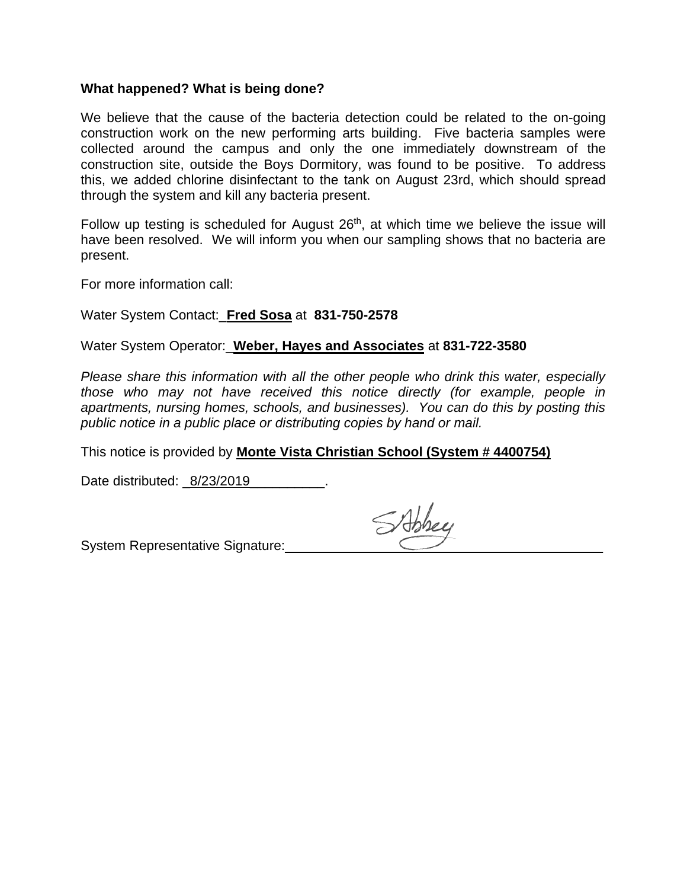**What happened? What is being done?**

We believe that the cause of the bacteria detection could be related to the on-going construction work on the new performing arts building. Five bacteria samples were collected around the campus and only the one immediately downstream of the construction site, outside the Boys Dormitory, was found to be positive. To address this, we added chlorine disinfectant to the tank on August 23rd, which should spread through the system and kill any bacteria present.

Follow up testing is scheduled for August 26th, at which time we believe the issue will have been resolved. We will inform you when our sampling shows that no bacteria are present.

For more information call:

Water System Contact: **Fred Sosa** at **831-750-2578**

Water System Operator: **Weber, Hayes and Associates** at **831-722-3580**

*Please share this information with all the other people who drink this water, especially those who may not have received this notice directly (for example, people in apartments, nursing homes, schools, and businesses). You can do this by posting this public notice in a public place or distributing copies by hand or mail.*

This notice is provided by **Monte Vista Christian School (System # 4400754)**

Date distributed: 8/23/2019.

System Representative Signature: S Abbey